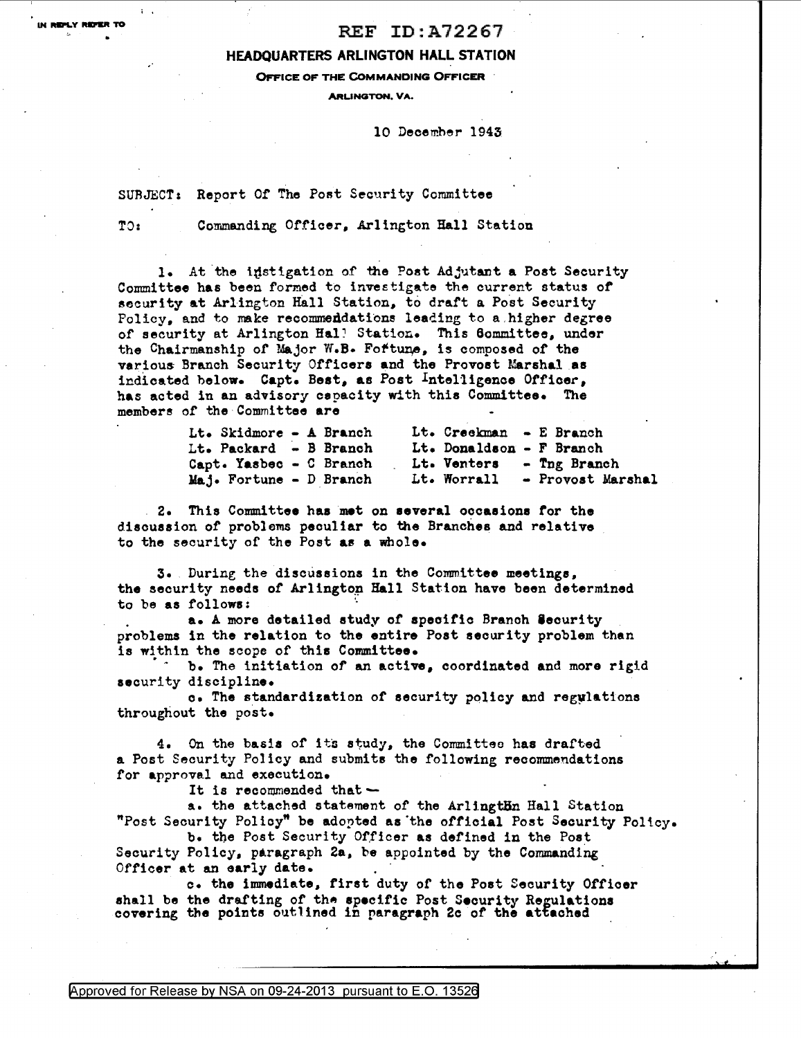IN REPLY REFER TO

REF ID:A72267

**HEADQUARTERS ARLINGTON HALL STATION**

**OFFICE OF THE COMMANDING OFFICER**

**ARLINGTON, VA.**

10 December 1943

SUBJECT: Report Of The Post Security Committee

TO: Commanding Officer, Arlington Hall Station

1. At the instigation of the Post Adjutant a Post Security Committee has been formed to investigate the current status of security at Arlington Hall Station, to draft a Post Security Policy, and to make recommendations leading to a higher degree of security at Arlington Hall Station. This Committee, under the Chairmanship of Major W.B. Fortune, is composed of the various Branch Security Officers and the Provost Marshal as indicated below. Capt. Best, as Post Intelligence Officer, has acted in an advisory capacity with this Committee. The members of the Committee are

| | |
|---|---|
| Lt. Skidmore - A Branch | Lt. Creekman - E Branch |
| Lt. Packard - B Branch | Lt. Donaldson - F Branch |
| Capt. Yasbec - C Branch | Lt. Venters - Tng Branch |
| Maj. Fortune - D Branch | Lt. Worrall - Provost Marshal |

2. This Committee has met on several occasions for the discussion of problems peculiar to the Branches and relative to the security of the Post as a whole.

3. During the discussions in the Committee meetings, the security needs of Arlington Hall Station have been determined to be as follows:

   a. A more detailed study of specific Branch Security problems in the relation to the entire Post security problem than is within the scope of this Committee.

   b. The initiation of an active, coordinated and more rigid security discipline.

   c. The standardization of security policy and regulations throughout the post.

4. On the basis of its study, the Committee has drafted a Post Security Policy and submits the following recommendations for approval and execution.

   It is recommended that —

   a. the attached statement of the Arlington Hall Station "Post Security Policy" be adopted as the official Post Security Policy.

   b. the Post Security Officer as defined in the Post Security Policy, paragraph 2a, be appointed by the Commanding Officer at an early date.

   c. the immediate, first duty of the Post Security Officer shall be the drafting of the specific Post Security Regulations covering the points outlined in paragraph 2c of the attached

Approved for Release by NSA on 09-24-2013 pursuant to E.O. 13526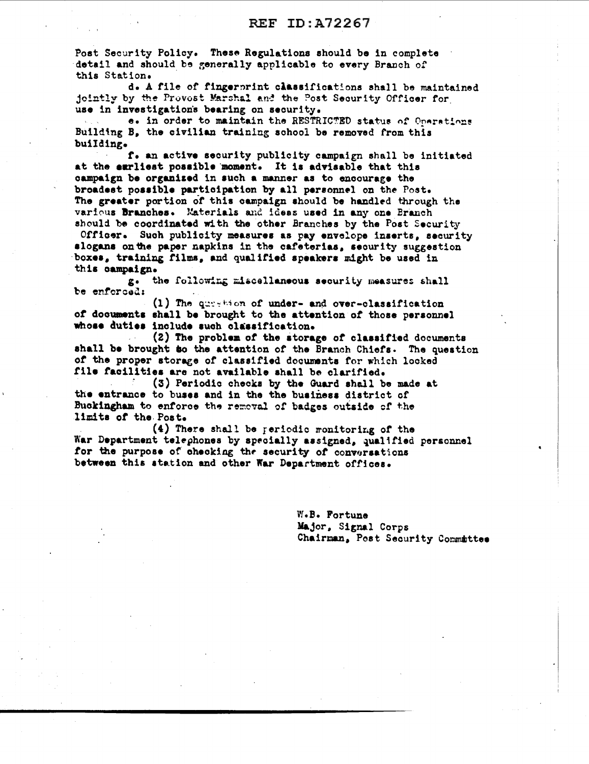Post Security Policy. These Regulations should be in complete detail and should be generally applicable to every Branch of this Station.

d. A file of fingerprint classifications shall be maintained jointly by the Provost Marshal and the Post Security Officer for use in investigations bearing on security.

e. in order to maintain the RESTRICTED status of Operations Building B, the civilian training school be removed from this building.

f. an active security publicity campaign shall be initiated at the earliest possible moment. It is advisable that this campaign be organized in such a manner as to encourage the broadest possible participation by all personnel on the Post. The greater portion of this campaign should be handled through the various Branches. Materials and ideas used in any one Branch should be coordinated with the other Branches by the Post Security Officer. Such publicity measures as pay envelope inserts, security slogans on the paper napkins in the cafeterias, security suggestion boxes, training films, and qualified speakers might be used in this campaign.

g. the following miscellaneous security measures shall be enforced:

(1) The question of under- and over-classification of documents shall be brought to the attention of those personnel whose duties include such classification.

(2) The problem of the storage of classified documents shall be brought to the attention of the Branch Chiefs. The question of the proper storage of classified documents for which locked file facilities are not available shall be clarified.

(3) Periodic checks by the Guard shall be made at the entrance to buses and in the the business district of Buckingham to enforce the removal of badges outside of the limits of the Post.

(4) There shall be periodic monitoring of the War Department telephones by specially assigned, qualified personnel for the purpose of checking the security of conversations between this station and other War Department offices.

W.B. Fortune
Major, Signal Corps
Chairman, Post Security Committee